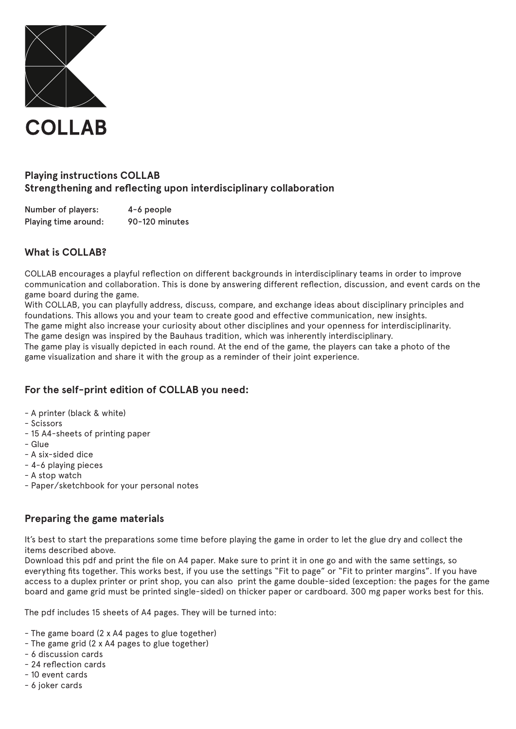# COLLAB

## Playing instructions COLLAB
## Strengthening and reflecting upon interdisciplinary collaboration

| | |
|---|---|
| Number of players: | 4-6 people |
| Playing time around: | 90-120 minutes |

## What is COLLAB?

COLLAB encourages a playful reflection on different backgrounds in interdisciplinary teams in order to improve communication and collaboration. This is done by answering different reflection, discussion, and event cards on the game board during the game.
With COLLAB, you can playfully address, discuss, compare, and exchange ideas about disciplinary principles and foundations. This allows you and your team to create good and effective communication, new insights.
The game might also increase your curiosity about other disciplines and your openness for interdisciplinarity.
The game design was inspired by the Bauhaus tradition, which was inherently interdisciplinary.
The game play is visually depicted in each round. At the end of the game, the players can take a photo of the game visualization and share it with the group as a reminder of their joint experience.

## For the self-print edition of COLLAB you need:

- A printer (black & white)
- Scissors
- 15 A4-sheets of printing paper
- Glue
- A six-sided dice
- 4-6 playing pieces
- A stop watch
- Paper/sketchbook for your personal notes

## Preparing the game materials

It's best to start the preparations some time before playing the game in order to let the glue dry and collect the items described above.
Download this pdf and print the file on A4 paper. Make sure to print it in one go and with the same settings, so everything fits together. This works best, if you use the settings "Fit to page" or "Fit to printer margins". If you have access to a duplex printer or print shop, you can also print the game double-sided (exception: the pages for the game board and game grid must be printed single-sided) on thicker paper or cardboard. 300 mg paper works best for this.

The pdf includes 15 sheets of A4 pages. They will be turned into:

- The game board (2 x A4 pages to glue together)
- The game grid (2 x A4 pages to glue together)
- 6 discussion cards
- 24 reflection cards
- 10 event cards
- 6 joker cards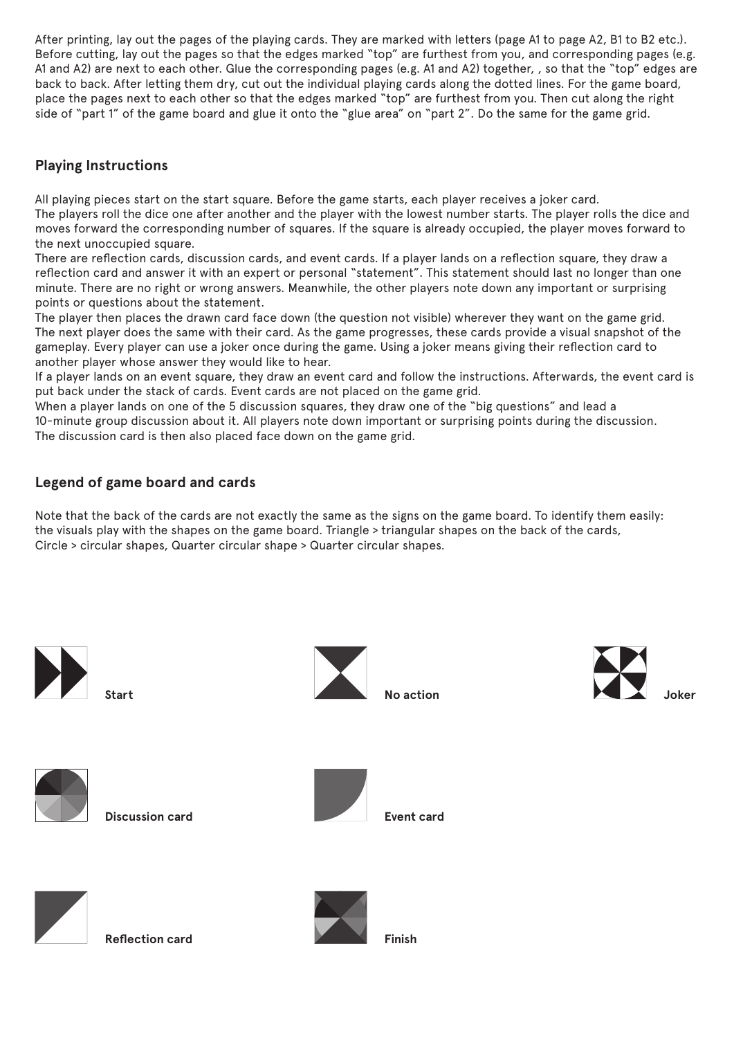After printing, lay out the pages of the playing cards. They are marked with letters (page A1 to page A2, B1 to B2 etc.). Before cutting, lay out the pages so that the edges marked "top" are furthest from you, and corresponding pages (e.g. A1 and A2) are next to each other. Glue the corresponding pages (e.g. A1 and A2) together, , so that the "top" edges are back to back. After letting them dry, cut out the individual playing cards along the dotted lines. For the game board, place the pages next to each other so that the edges marked "top" are furthest from you. Then cut along the right side of "part 1" of the game board and glue it onto the "glue area" on "part 2". Do the same for the game grid.

## Playing Instructions

All playing pieces start on the start square. Before the game starts, each player receives a joker card.
The players roll the dice one after another and the player with the lowest number starts. The player rolls the dice and moves forward the corresponding number of squares. If the square is already occupied, the player moves forward to the next unoccupied square.
There are reflection cards, discussion cards, and event cards. If a player lands on a reflection square, they draw a reflection card and answer it with an expert or personal "statement". This statement should last no longer than one minute. There are no right or wrong answers. Meanwhile, the other players note down any important or surprising points or questions about the statement.
The player then places the drawn card face down (the question not visible) wherever they want on the game grid.
The next player does the same with their card. As the game progresses, these cards provide a visual snapshot of the gameplay. Every player can use a joker once during the game. Using a joker means giving their reflection card to another player whose answer they would like to hear.
If a player lands on an event square, they draw an event card and follow the instructions. Afterwards, the event card is put back under the stack of cards. Event cards are not placed on the game grid.
When a player lands on one of the 5 discussion squares, they draw one of the "big questions" and lead a 10-minute group discussion about it. All players note down important or surprising points during the discussion.
The discussion card is then also placed face down on the game grid.

## Legend of game board and cards

Note that the back of the cards are not exactly the same as the signs on the game board. To identify them easily: the visuals play with the shapes on the game board. Triangle > triangular shapes on the back of the cards, Circle > circular shapes, Quarter circular shape > Quarter circular shapes.

**Start**

**No action**

**Joker**

**Discussion card**

**Event card**

**Reflection card**

**Finish**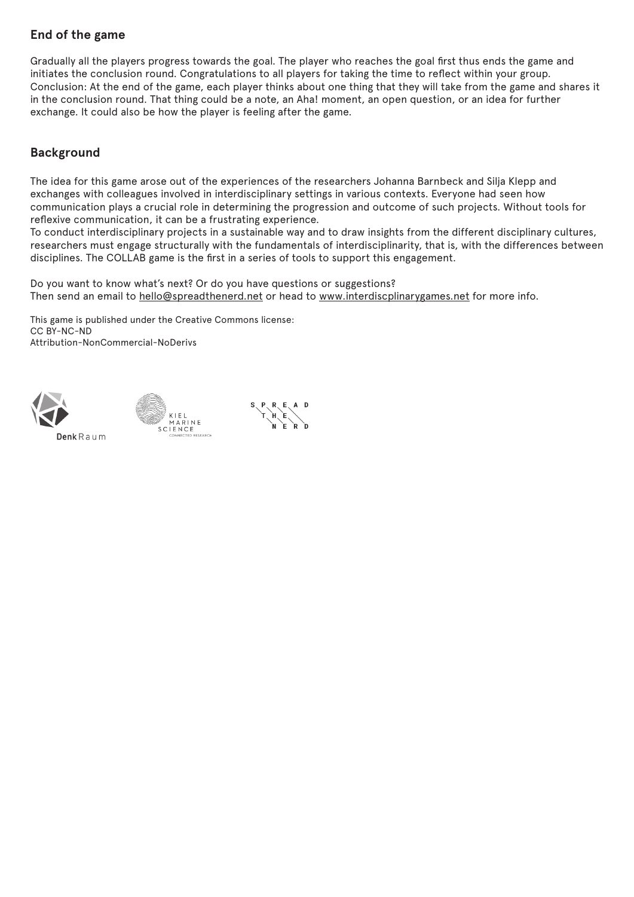## End of the game

Gradually all the players progress towards the goal. The player who reaches the goal first thus ends the game and initiates the conclusion round. Congratulations to all players for taking the time to reflect within your group.
Conclusion: At the end of the game, each player thinks about one thing that they will take from the game and shares it in the conclusion round. That thing could be a note, an Aha! moment, an open question, or an idea for further exchange. It could also be how the player is feeling after the game.

## Background

The idea for this game arose out of the experiences of the researchers Johanna Barnbeck and Silja Klepp and exchanges with colleagues involved in interdisciplinary settings in various contexts. Everyone had seen how communication plays a crucial role in determining the progression and outcome of such projects. Without tools for reflexive communication, it can be a frustrating experience.
To conduct interdisciplinary projects in a sustainable way and to draw insights from the different disciplinary cultures, researchers must engage structurally with the fundamentals of interdisciplinarity, that is, with the differences between disciplines. The COLLAB game is the first in a series of tools to support this engagement.

Do you want to know what's next? Or do you have questions or suggestions?
Then send an email to hello@spreadthenerd.net or head to www.interdiscplinarygames.net for more info.

This game is published under the Creative Commons license:
CC BY-NC-ND
Attribution-NonCommercial-NoDerivs

DenkRaum

KIEL MARINE SCIENCE CONNECTED RESEARCH

SPREAD THE NERD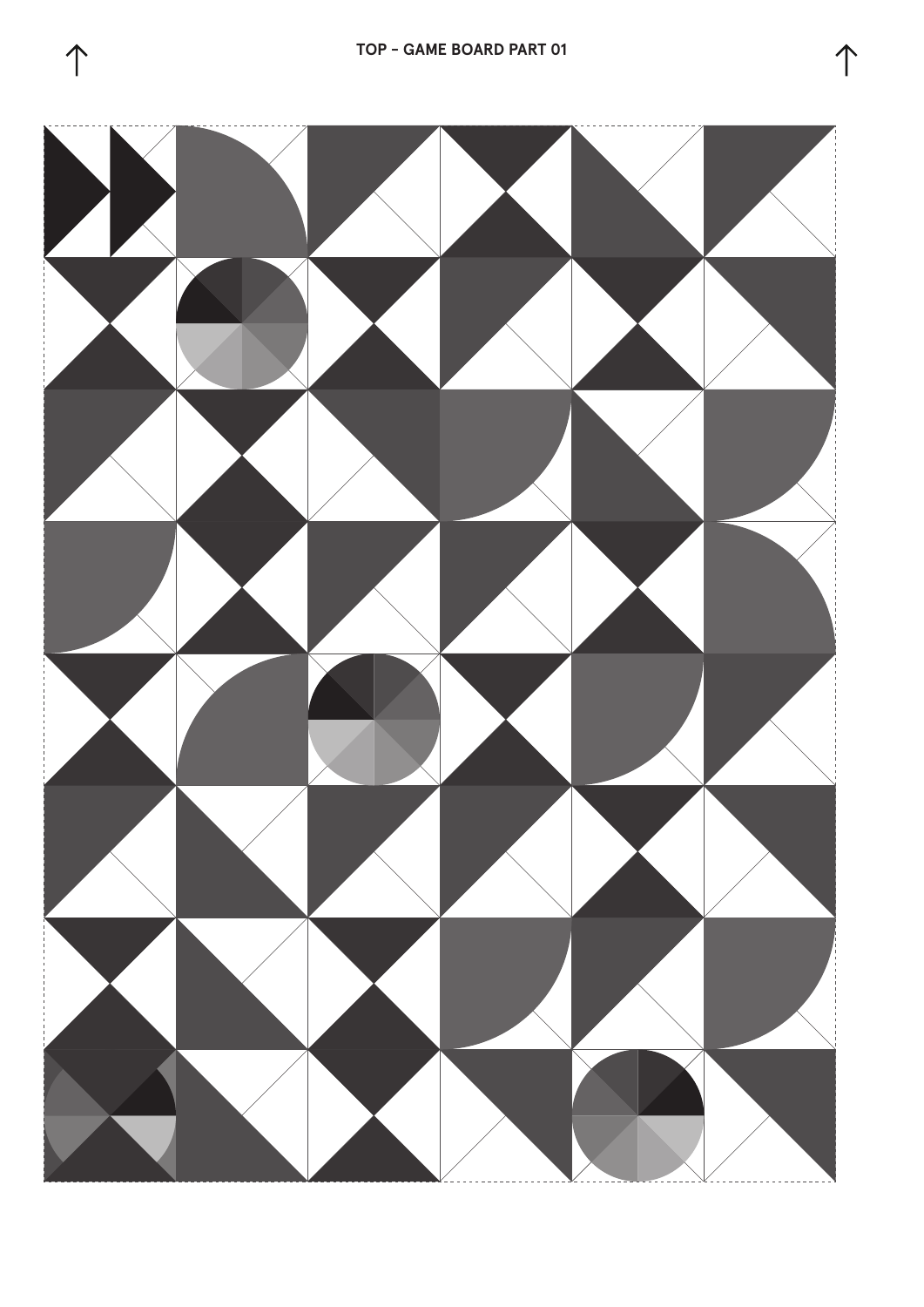TOP – GAME BOARD PART 01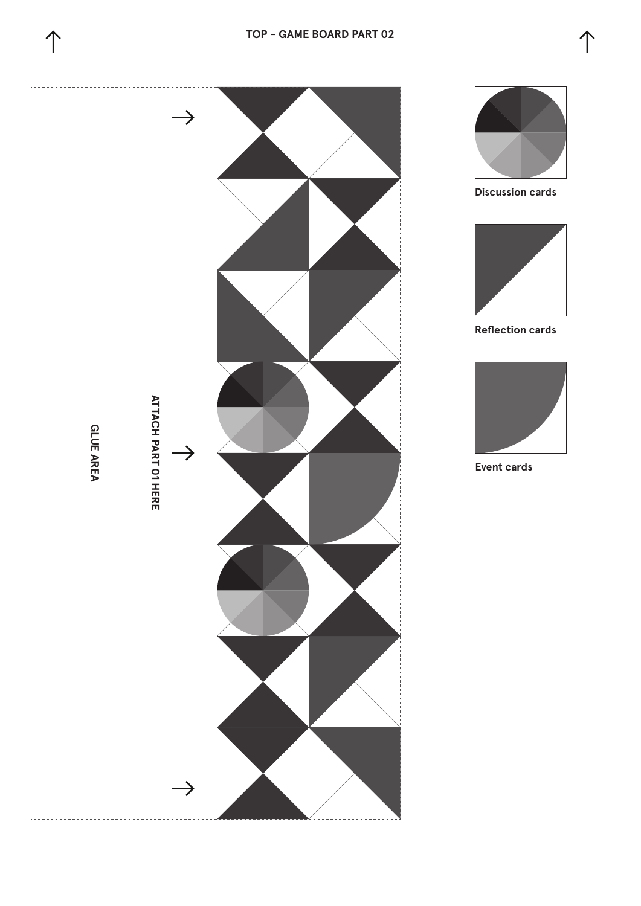TOP – GAME BOARD PART 02

GLUE AREA

ATTACH PART 01 HERE

Discussion cards

Reflection cards

Event cards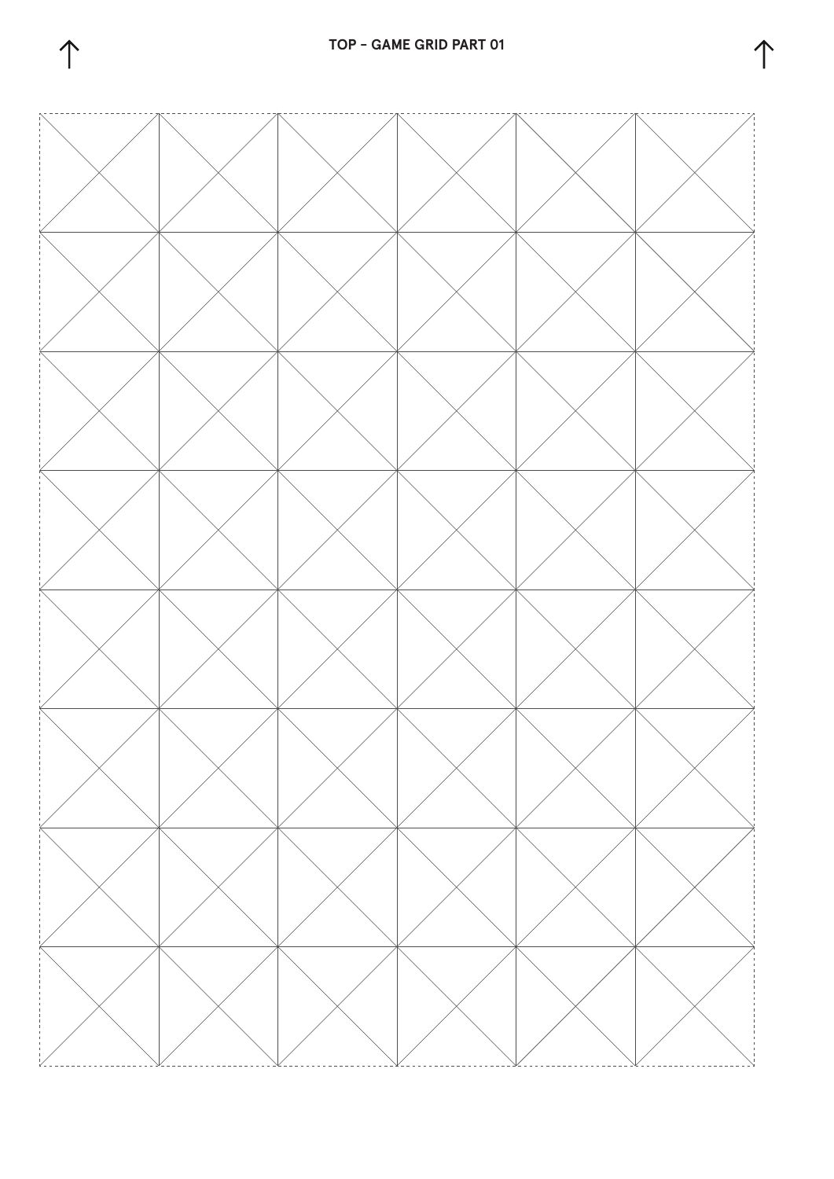↑ TOP – GAME GRID PART 01 ↑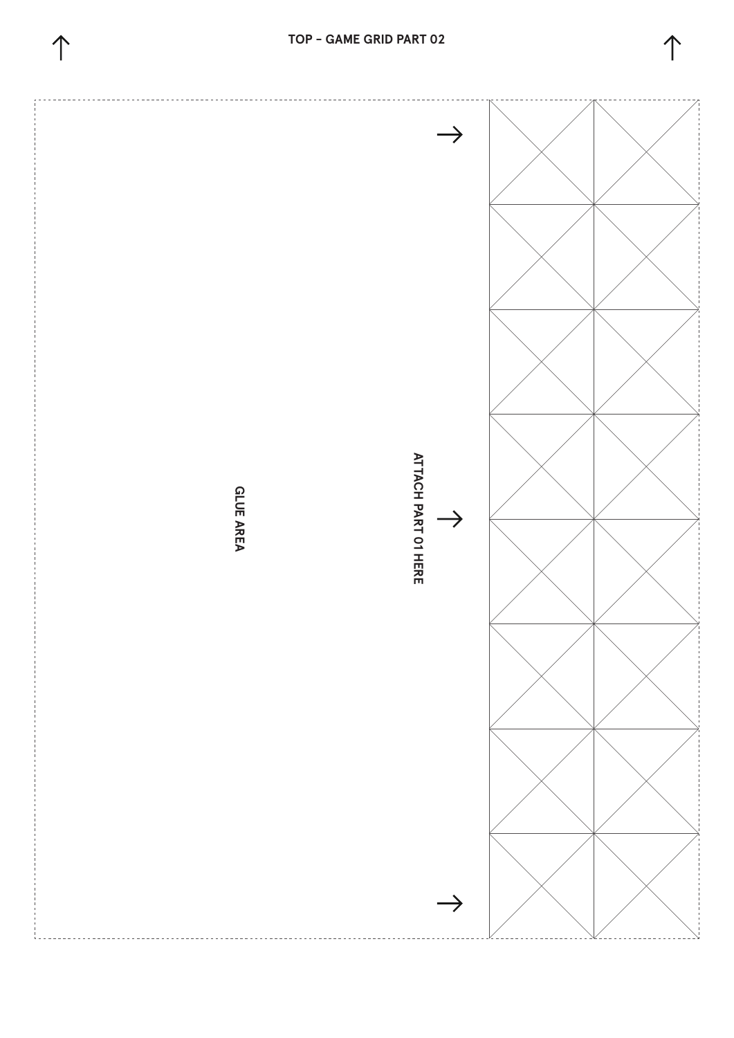TOP – GAME GRID PART 02

GLUE AREA

ATTACH PART 01 HERE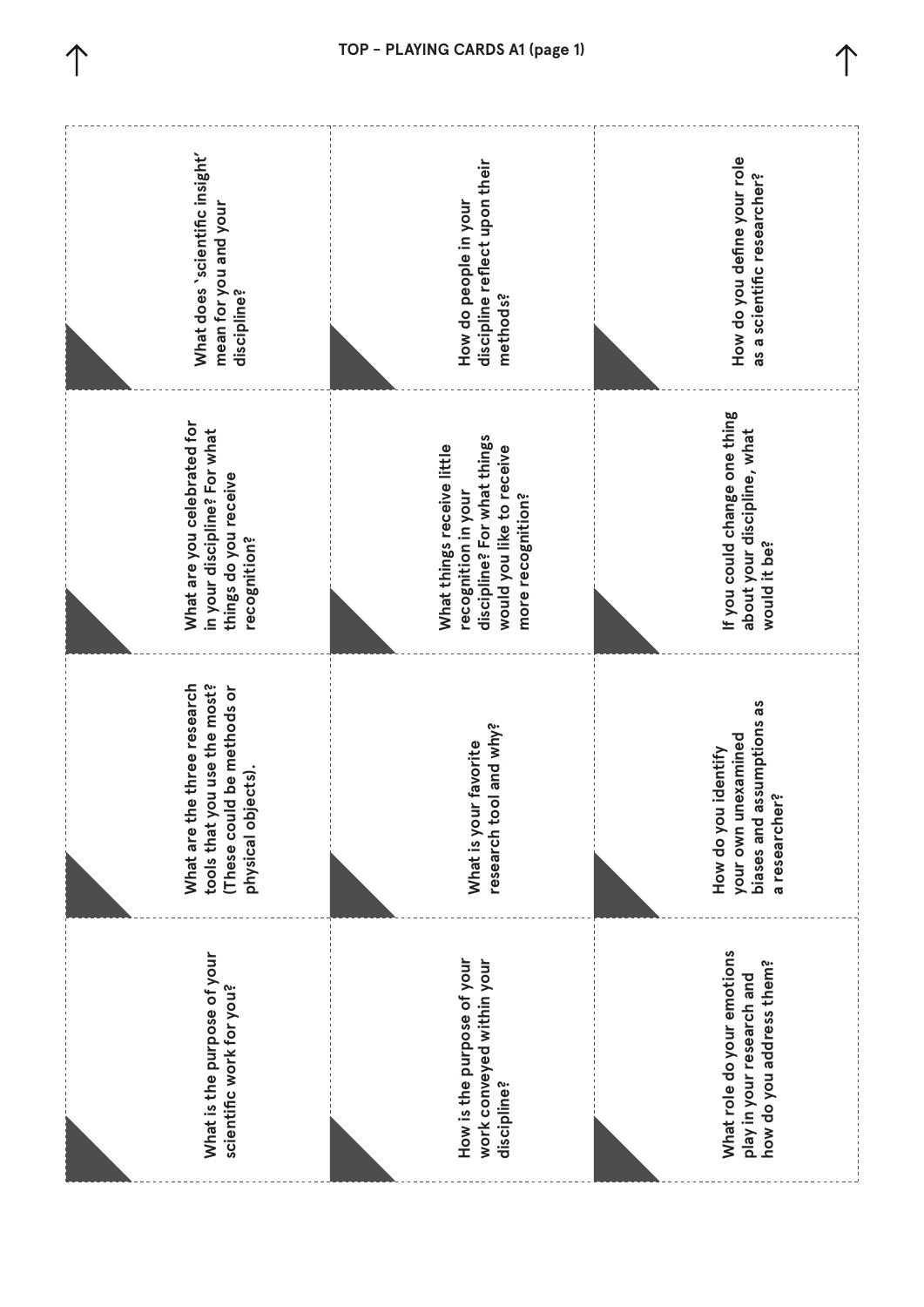# TOP - PLAYING CARDS A1 (page 1)

What is the purpose of your scientific work for you?

What are the three research tools that you use the most? (These could be methods or physical objects).

What are you celebrated for in your discipline? For what things do you receive recognition?

What does 'scientific insight' mean for you and your discipline?

How is the purpose of your work conveyed within your discipline?

What is your favorite research tool and why?

What things receive little recognition in your discipline? For what things would you like to receive more recognition?

How do people in your discipline reflect upon their methods?

What role do your emotions play in your research and how do you address them?

How do you identify your own unexamined biases and assumptions as a researcher?

If you could change one thing about your discipline, what would it be?

How do you define your role as a scientific researcher?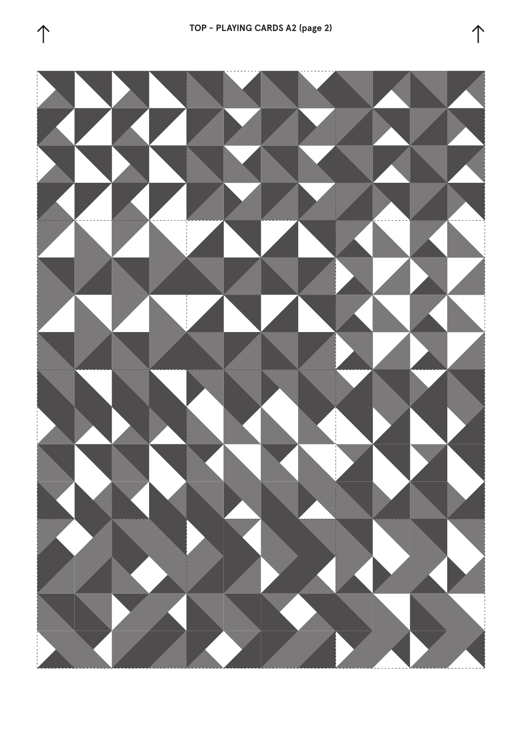TOP - PLAYING CARDS A2 (page 2)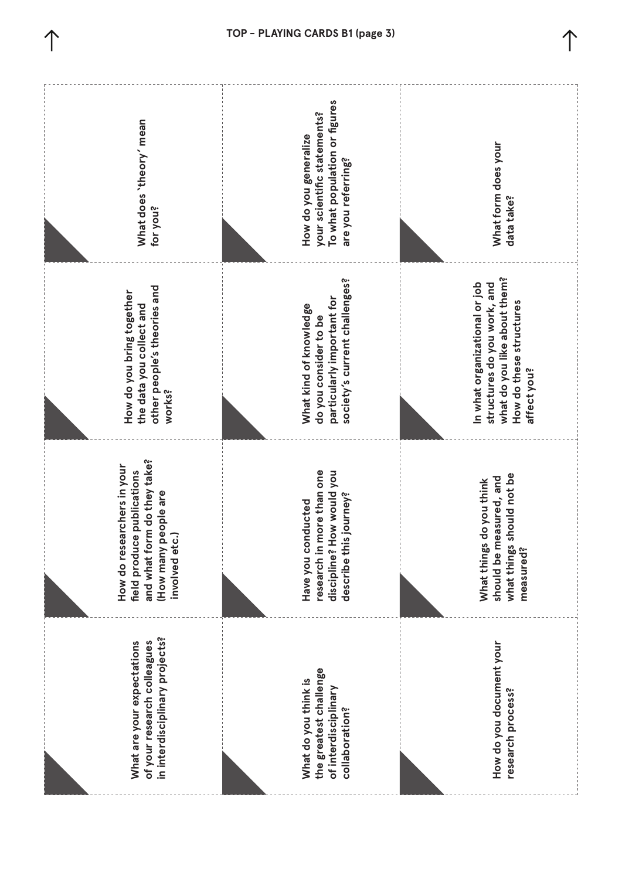**TOP – PLAYING CARDS B1 (page 3)**

---

What are your expectations of your research colleagues in interdisciplinary projects?

---

How do researchers in your field produce publications and what form do they take? (How many people are involved etc.)

---

How do you bring together the data you collect and other people's theories and works?

---

What does 'theory' mean for you?

---

What do you think is the greatest challenge of interdisciplinary collaboration?

---

Have you conducted research in more than one discipline? How would you describe this journey?

---

What kind of knowledge do you consider to be particularly important for society's current challenges?

---

How do you generalize your scientific statements? To what population or figures are you referring?

---

How do you document your research process?

---

What things do you think should be measured, and what things should not be measured?

---

In what organizational or job structures do you work, and what do you like about them? How do these structures affect you?

---

What form does your data take?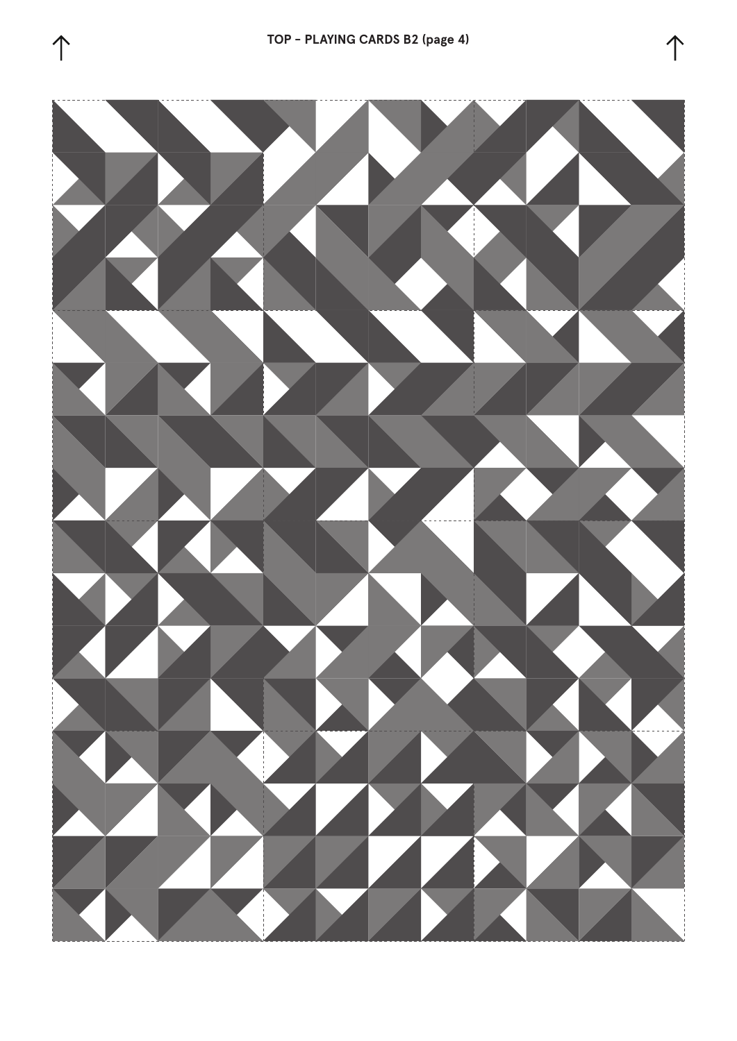TOP - PLAYING CARDS B2 (page 4)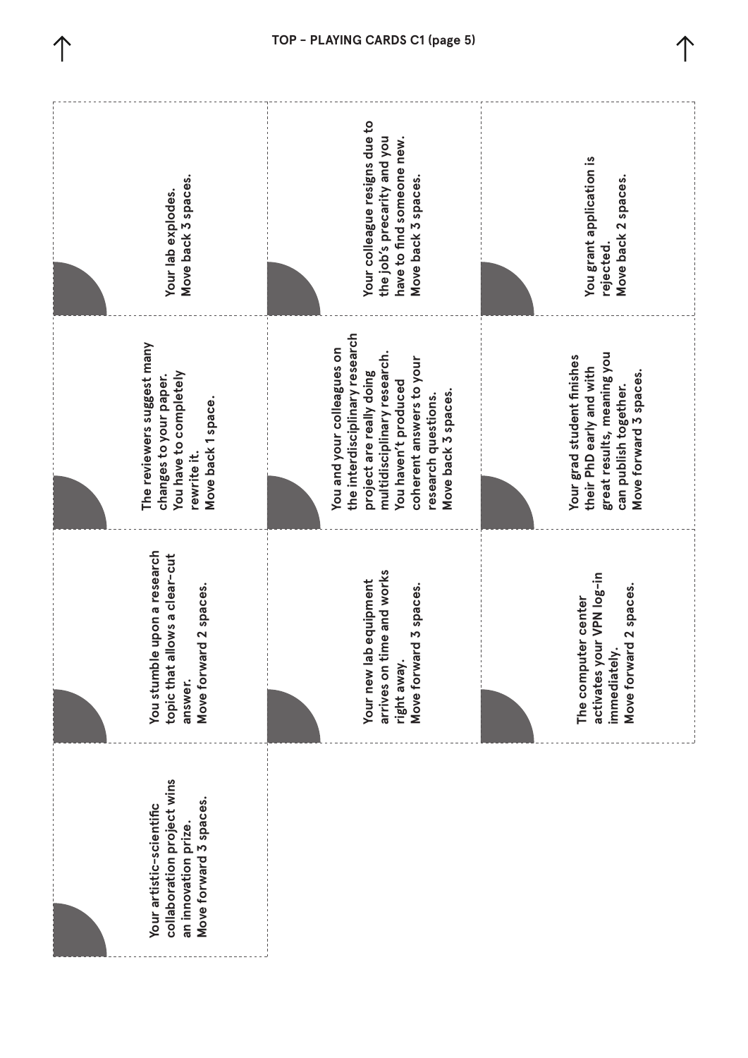TOP - PLAYING CARDS C1 (page 5)

Your lab explodes.
Move back 3 spaces.

Your colleague resigns due to the job's precarity and you have to find someone new.
Move back 3 spaces.

You grant application is rejected.
Move back 2 spaces.

The reviewers suggest many changes to your paper. You have to completely rewrite it.
Move back 1 space.

You and your colleagues on the interdisciplinary research project are really doing multidisciplinary research. You haven't produced coherent answers to your research questions.
Move back 3 spaces.

Your grad student finishes their PhD early and with great results, meaning you can publish together.
Move forward 3 spaces.

You stumble upon a research topic that allows a clear-cut answer.
Move forward 2 spaces.

Your new lab equipment arrives on time and works right away.
Move forward 3 spaces.

The computer center activates your VPN log-in immediately.
Move forward 2 spaces.

Your artistic-scientific collaboration project wins an innovation prize.
Move forward 3 spaces.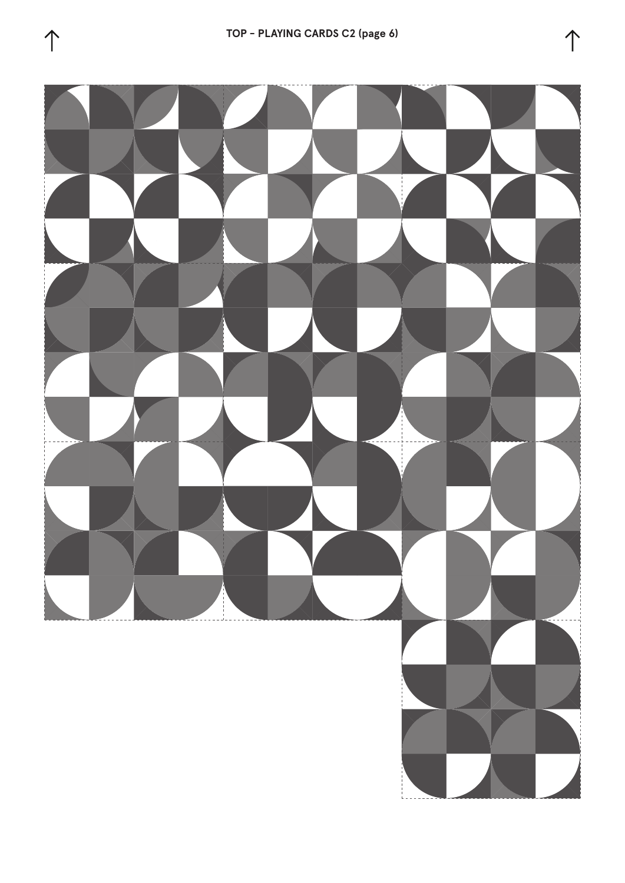TOP - PLAYING CARDS C2 (page 6)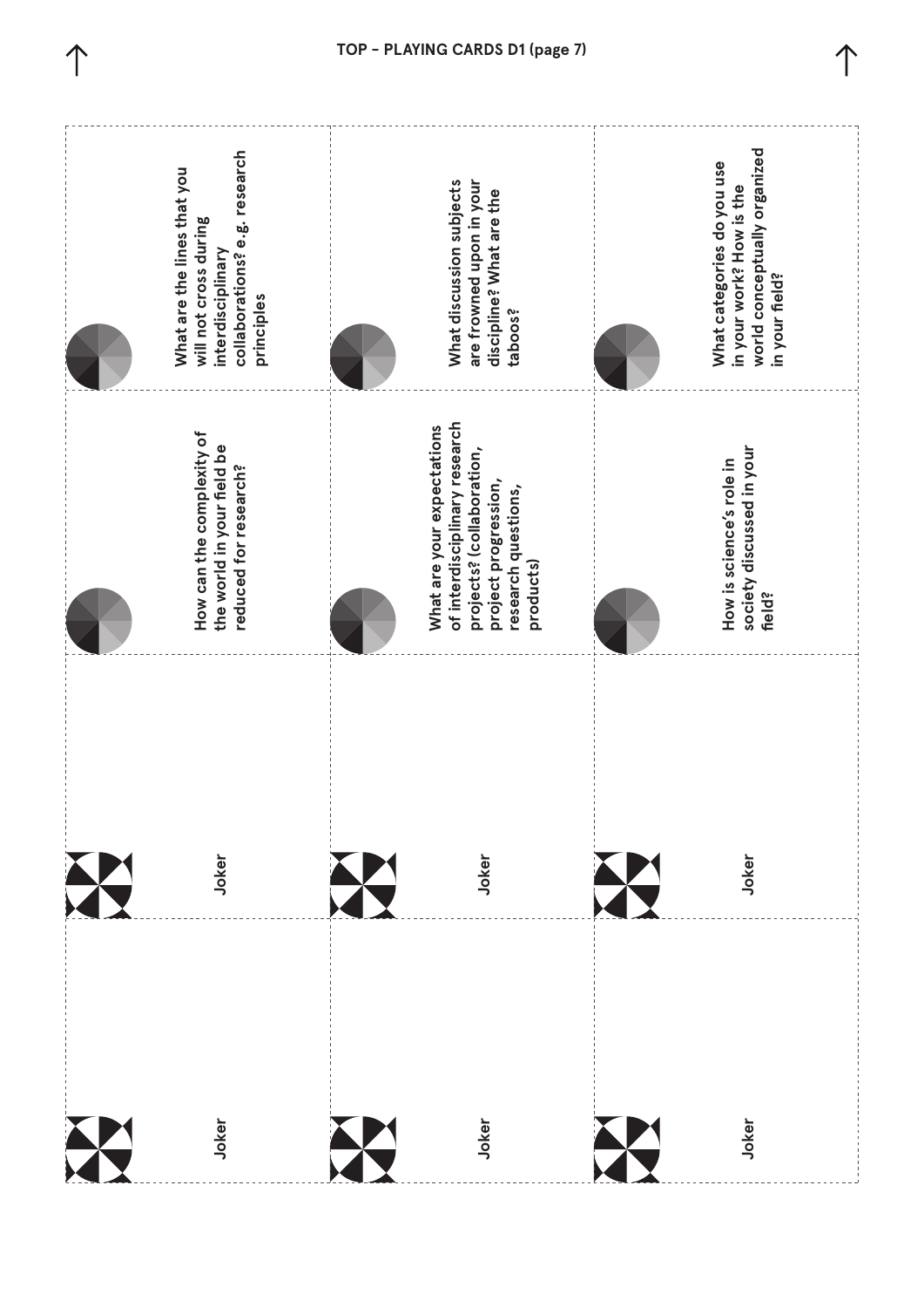# TOP - PLAYING CARDS D1 (page 7)

What are the lines that you will not cross during interdisciplinary collaborations? e.g. research principles

What discussion subjects are frowned upon in your discipline? What are the taboos?

What categories do you use in your work? How is the world conceptually organized in your field?

How can the complexity of the world in your field be reduced for research?

What are your expectations of interdisciplinary research projects? (collaboration, project progression, research questions, products)

How is science's role in society discussed in your field?

Joker

Joker

Joker

Joker

Joker

Joker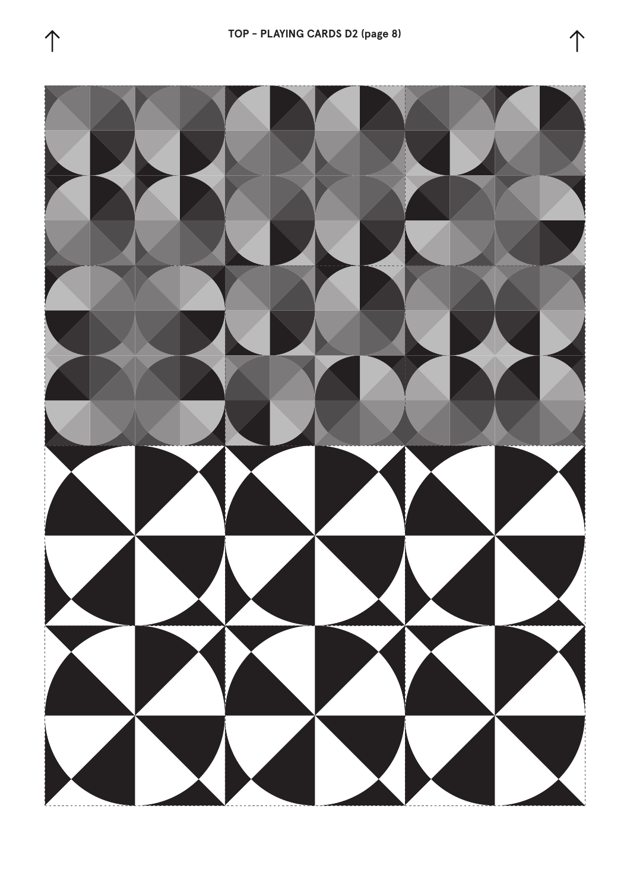TOP - PLAYING CARDS D2 (page 8)